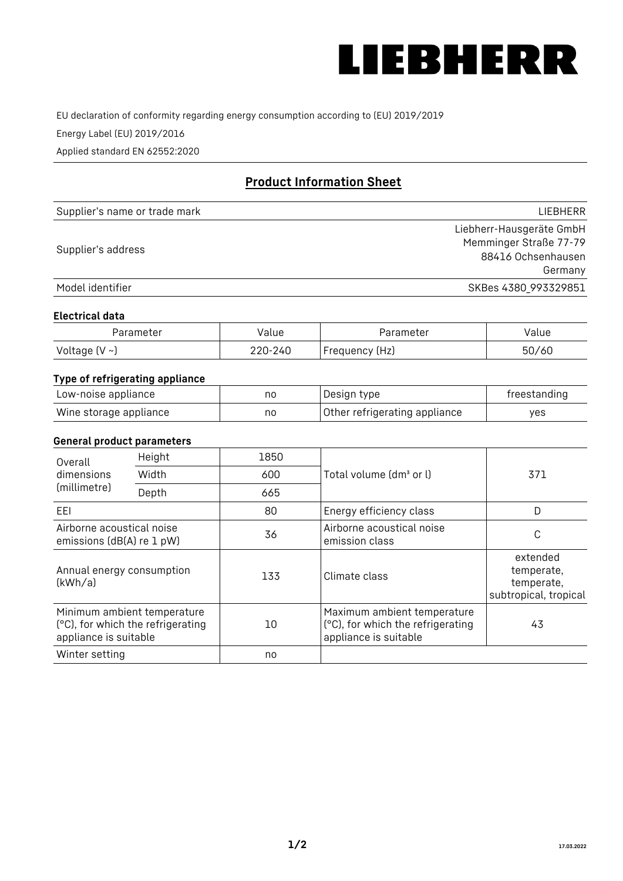LIEBHERR

EU declaration of conformity regarding energy consumption according to (EU) 2019/2019

Energy Label (EU) 2019/2016

Applied standard EN 62552:2020

## Product Information Sheet

| Supplier's name or trade mark | LIEBHERR |
|---|---|
| Supplier's address | Liebherr-Hausgeräte GmbH<br>Memminger Straße 77-79<br>88416 Ochsenhausen<br>Germany |
| Model identifier | SKBes 4380_993329851 |

### Electrical data

| Parameter | Value | Parameter | Value |
|---|---|---|---|
| Voltage (V ~) | 220-240 | Frequency (Hz) | 50/60 |

### Type of refrigerating appliance

| | | | |
|---|---|---|---|
| Low-noise appliance | no | Design type | freestanding |
| Wine storage appliance | no | Other refrigerating appliance | yes |

### General product parameters

| | | | | |
|---|---|---|---|---|
| Overall dimensions (millimetre) | Height | 1850 | Total volume (dm³ or l) | 371 |
| | Width | 600 | | |
| | Depth | 665 | | |
| EEI | | 80 | Energy efficiency class | D |
| Airborne acoustical noise emissions (dB(A) re 1 pW) | | 36 | Airborne acoustical noise emission class | C |
| Annual energy consumption (kWh/a) | | 133 | Climate class | extended temperate, temperate, subtropical, tropical |
| Minimum ambient temperature (°C), for which the refrigerating appliance is suitable | | 10 | Maximum ambient temperature (°C), for which the refrigerating appliance is suitable | 43 |
| Winter setting | | no | | |

17.03.2022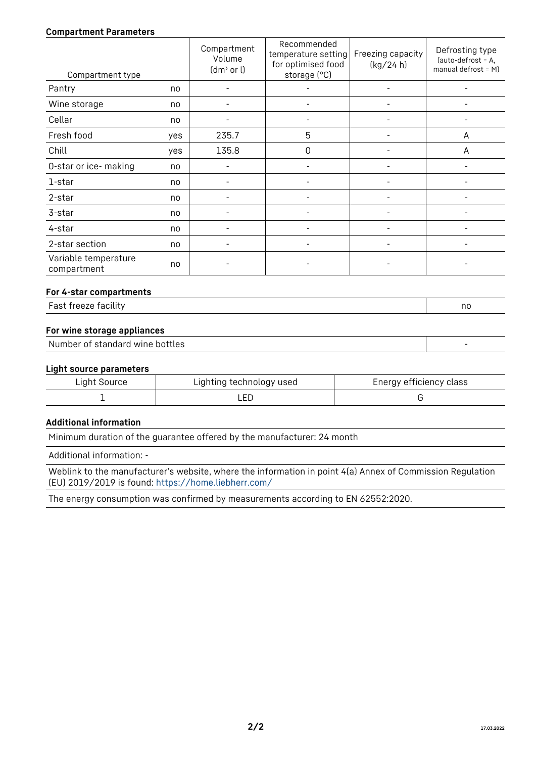**Compartment Parameters**

| Compartment type | | Compartment Volume (dm³ or l) | Recommended temperature setting for optimised food storage (°C) | Freezing capacity (kg/24 h) | Defrosting type (auto-defrost = A, manual defrost = M) |
|---|---|---|---|---|---|
| Pantry | no | - | - | - | - |
| Wine storage | no | - | - | - | - |
| Cellar | no | - | - | - | - |
| Fresh food | yes | 235.7 | 5 | - | A |
| Chill | yes | 135.8 | 0 | - | A |
| 0-star or ice- making | no | - | - | - | - |
| 1-star | no | - | - | - | - |
| 2-star | no | - | - | - | - |
| 3-star | no | - | - | - | - |
| 4-star | no | - | - | - | - |
| 2-star section | no | - | - | - | - |
| Variable temperature compartment | no | - | - | - | - |

**For 4-star compartments**

| | |
|---|---|
| Fast freeze facility | no |

**For wine storage appliances**

| | |
|---|---|
| Number of standard wine bottles | - |

**Light source parameters**

| Light Source | Lighting technology used | Energy efficiency class |
|---|---|---|
| 1 | LED | G |

**Additional information**

Minimum duration of the guarantee offered by the manufacturer: 24 month

Additional information: -

Weblink to the manufacturer's website, where the information in point 4(a) Annex of Commission Regulation (EU) 2019/2019 is found: https://home.liebherr.com/

The energy consumption was confirmed by measurements according to EN 62552:2020.

17.03.2022